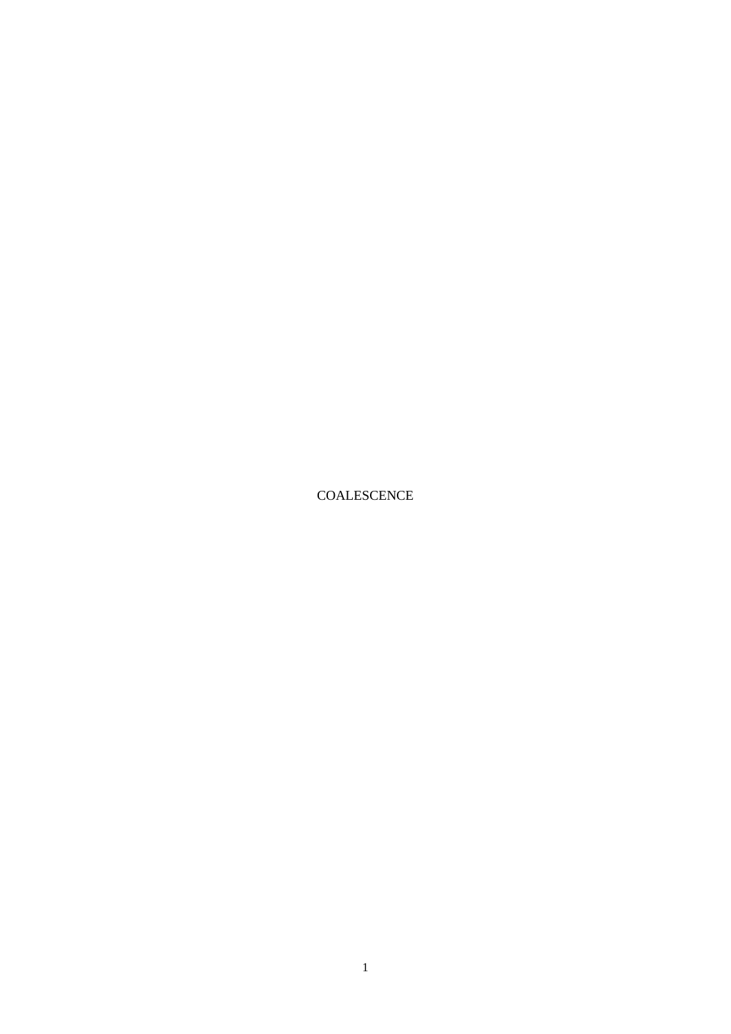COALESCENCE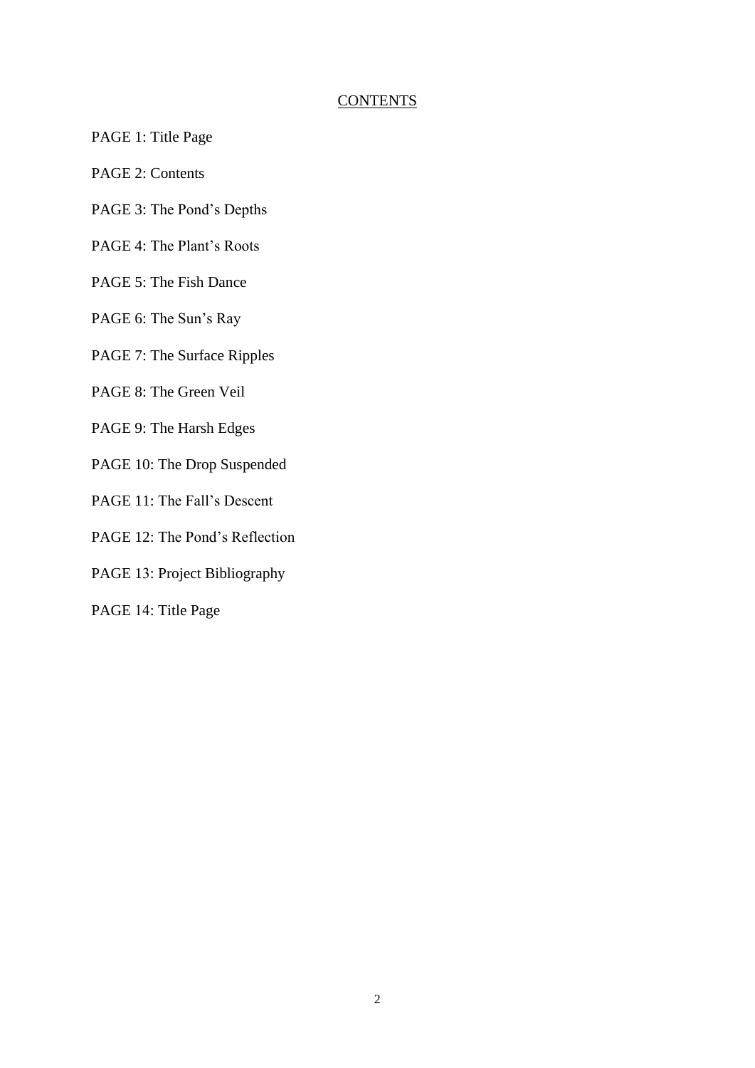# CONTENTS

PAGE 1: Title Page

PAGE 2: Contents

PAGE 3: The Pond's Depths

PAGE 4: The Plant's Roots

PAGE 5: The Fish Dance

PAGE 6: The Sun's Ray

PAGE 7: The Surface Ripples

PAGE 8: The Green Veil

PAGE 9: The Harsh Edges

PAGE 10: The Drop Suspended

PAGE 11: The Fall's Descent

PAGE 12: The Pond's Reflection

PAGE 13: Project Bibliography

PAGE 14: Title Page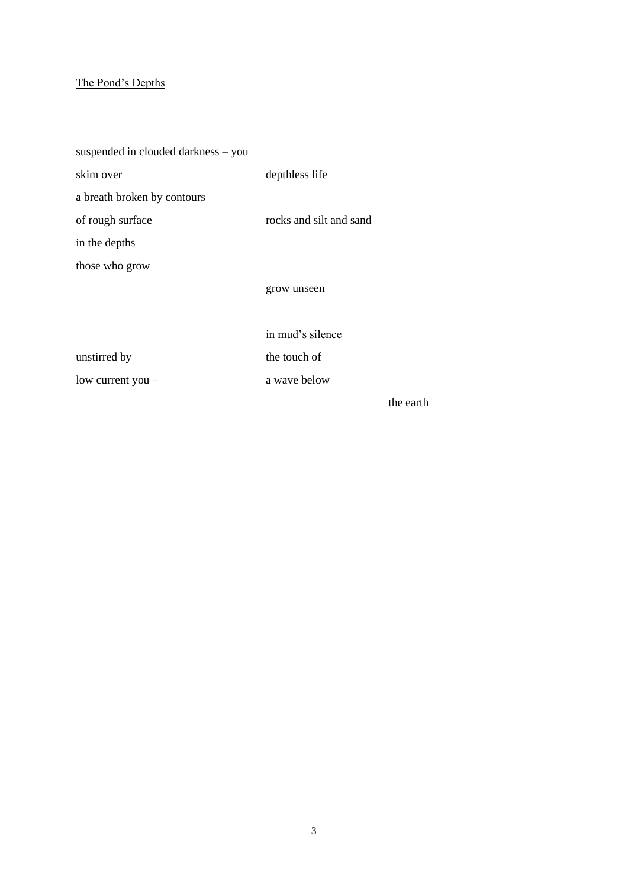The Pond's Depths

suspended in clouded darkness – you

skim over                                          depthless life

a breath broken by contours

of rough surface                                 rocks and silt and sand

in the depths

those who grow

                                                        grow unseen

                                                        in mud's silence

unstirred by                                        the touch of

low current you –                              a wave below

                                                                                        the earth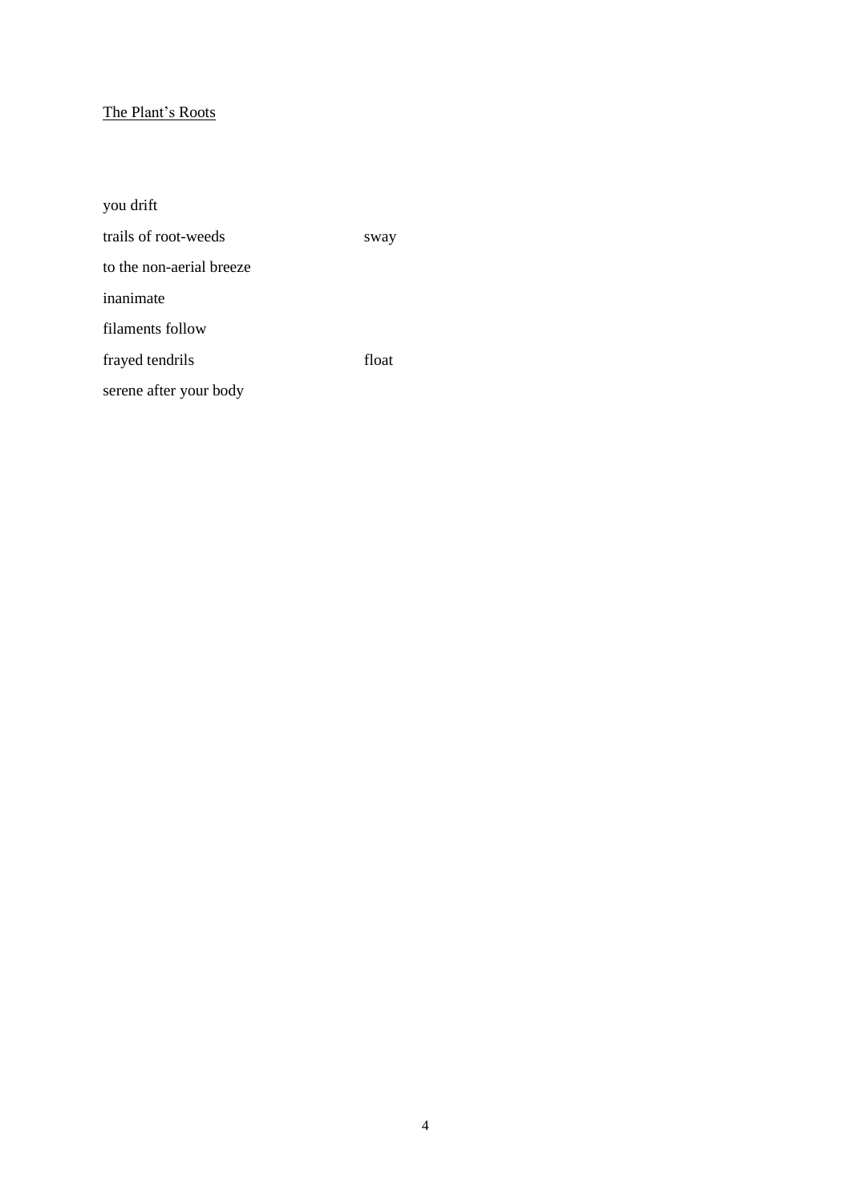<u>The Plant's Roots</u>

you drift

trails of root-weeds                    sway

to the non-aerial breeze

inanimate

filaments follow

frayed tendrils                    float

serene after your body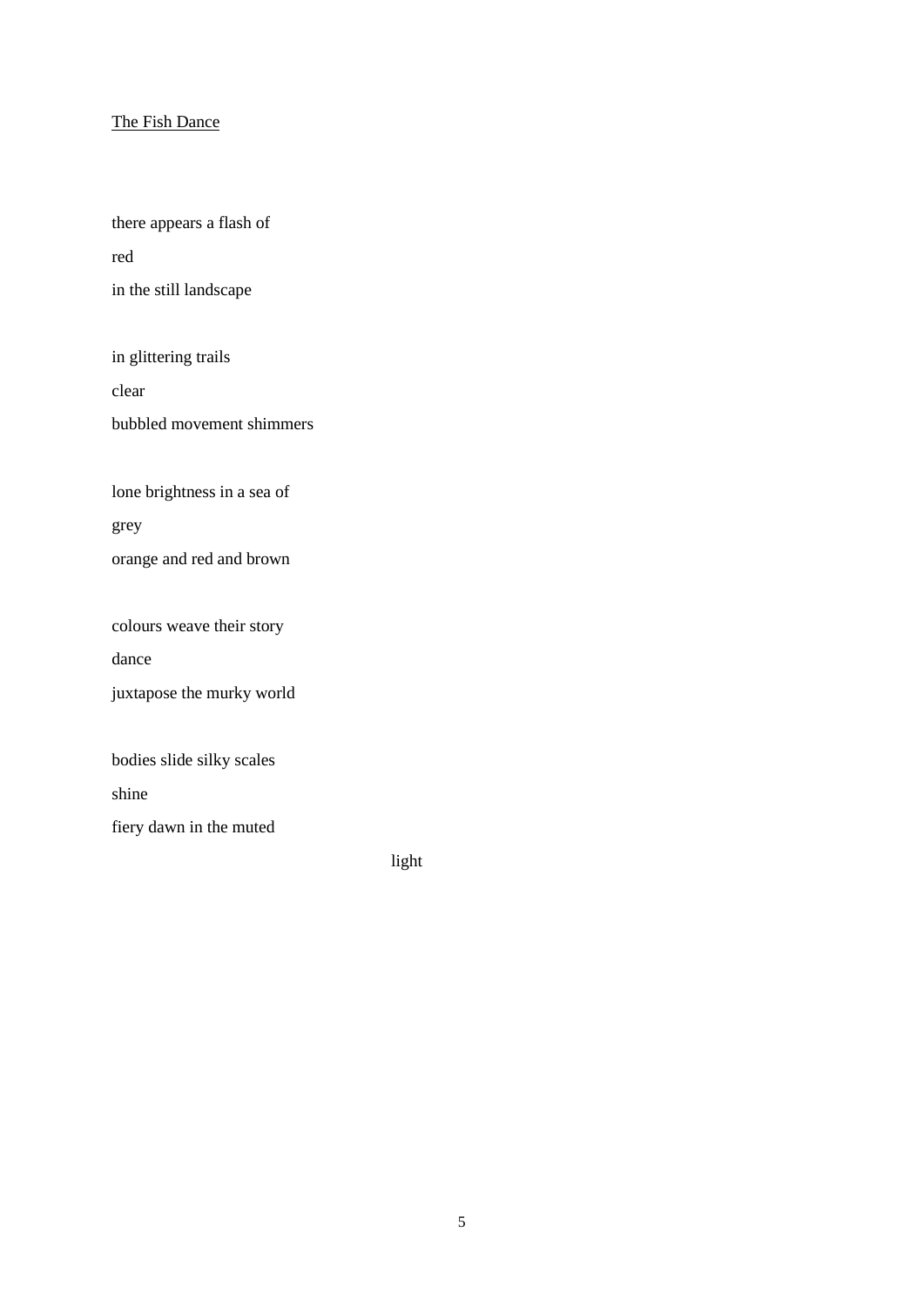<u>The Fish Dance</u>

there appears a flash of  
red  
in the still landscape

in glittering trails  
clear  
bubbled movement shimmers

lone brightness in a sea of  
grey  
orange and red and brown

colours weave their story  
dance  
juxtapose the murky world

bodies slide silky scales  
shine  
fiery dawn in the muted

&nbsp;&nbsp;&nbsp;&nbsp;&nbsp;&nbsp;&nbsp;&nbsp;&nbsp;&nbsp;&nbsp;&nbsp;&nbsp;&nbsp;&nbsp;&nbsp;&nbsp;&nbsp;&nbsp;&nbsp;&nbsp;&nbsp;&nbsp;&nbsp;&nbsp;&nbsp;&nbsp;&nbsp;&nbsp;&nbsp;&nbsp;&nbsp;&nbsp;&nbsp;&nbsp;&nbsp;&nbsp;&nbsp;&nbsp;&nbsp;light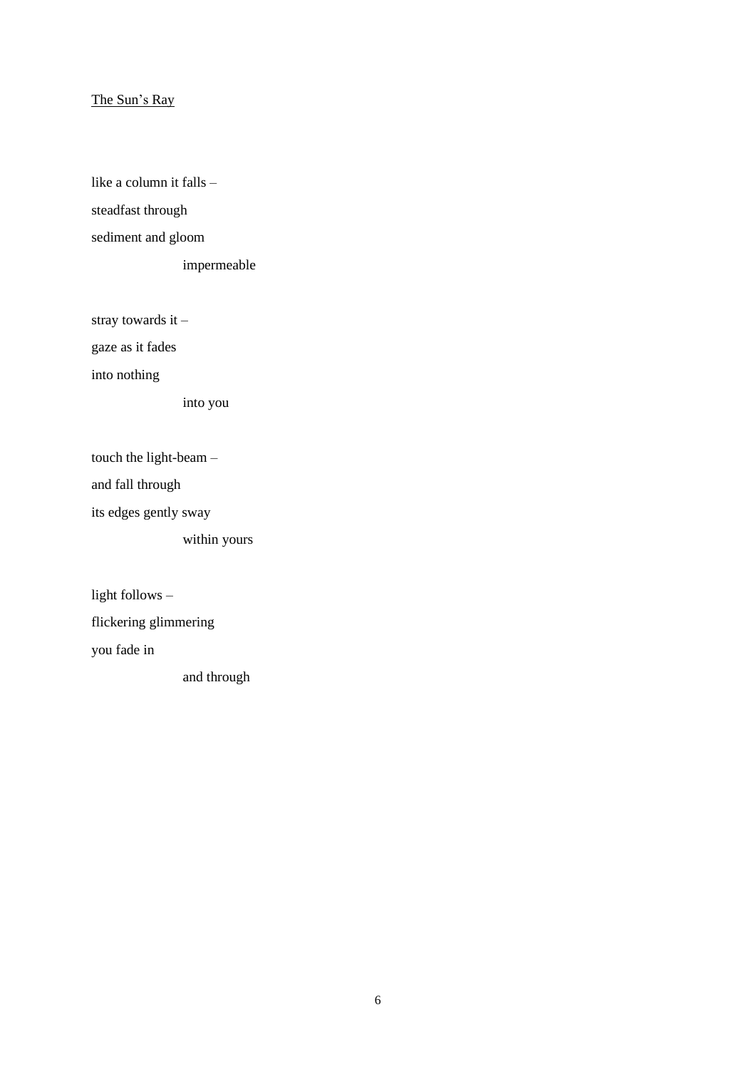<u>The Sun's Ray</u>

like a column it falls –  
steadfast through  
sediment and gloom  
&nbsp;&nbsp;&nbsp;&nbsp;&nbsp;&nbsp;&nbsp;&nbsp;&nbsp;&nbsp;&nbsp;&nbsp;&nbsp;&nbsp;&nbsp;&nbsp;impermeable

stray towards it –  
gaze as it fades  
into nothing  
&nbsp;&nbsp;&nbsp;&nbsp;&nbsp;&nbsp;&nbsp;&nbsp;&nbsp;&nbsp;&nbsp;&nbsp;&nbsp;&nbsp;&nbsp;&nbsp;into you

touch the light-beam –  
and fall through  
its edges gently sway  
&nbsp;&nbsp;&nbsp;&nbsp;&nbsp;&nbsp;&nbsp;&nbsp;&nbsp;&nbsp;&nbsp;&nbsp;&nbsp;&nbsp;&nbsp;&nbsp;within yours

light follows –  
flickering glimmering  
you fade in  
&nbsp;&nbsp;&nbsp;&nbsp;&nbsp;&nbsp;&nbsp;&nbsp;&nbsp;&nbsp;&nbsp;&nbsp;&nbsp;&nbsp;&nbsp;&nbsp;and through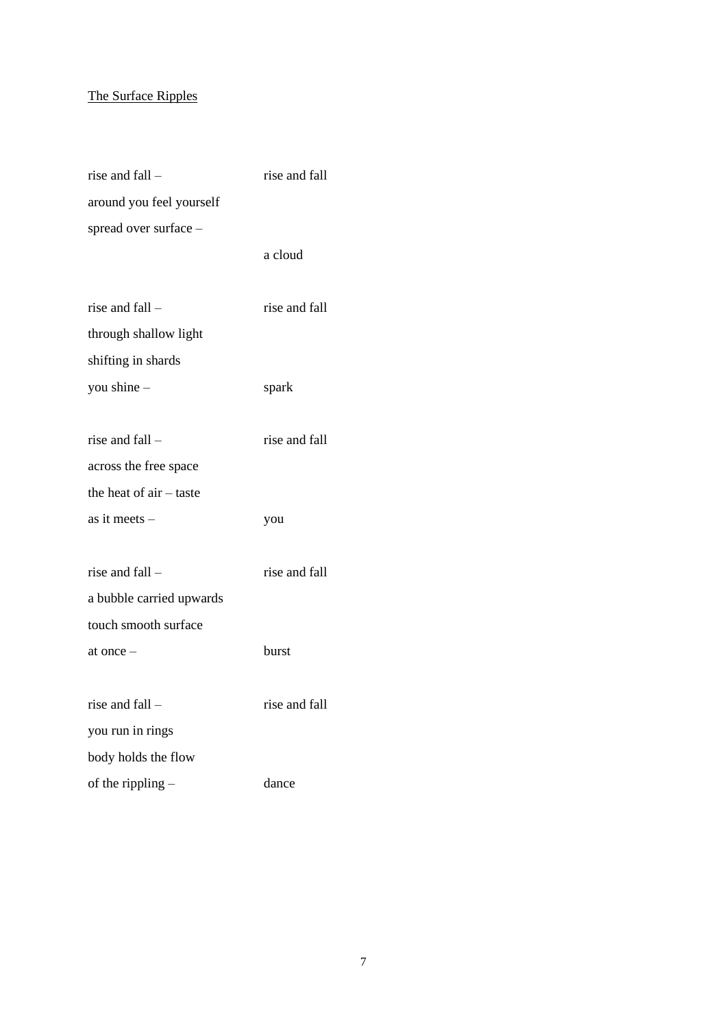<u>The Surface Ripples</u>

rise and fall –                    rise and fall
around you feel yourself
spread over surface –
                                   a cloud

rise and fall –                    rise and fall
through shallow light
shifting in shards
you shine –                        spark

rise and fall –                    rise and fall
across the free space
the heat of air – taste
as it meets –                      you

rise and fall –                    rise and fall
a bubble carried upwards
touch smooth surface
at once –                          burst

rise and fall –                    rise and fall
you run in rings
body holds the flow
of the rippling –                  dance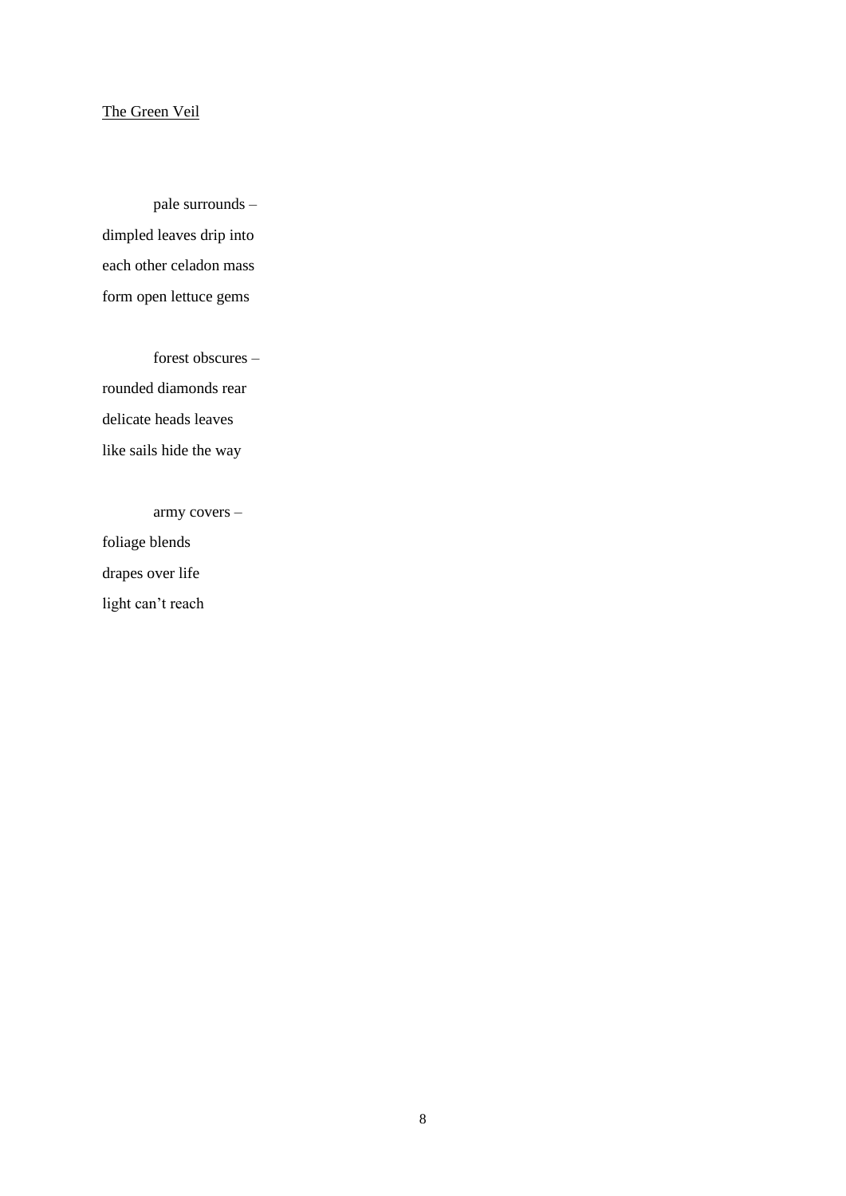<u>The Green Veil</u>

pale surrounds –
dimpled leaves drip into
each other celadon mass
form open lettuce gems

forest obscures –
rounded diamonds rear
delicate heads leaves
like sails hide the way

army covers –
foliage blends
drapes over life
light can't reach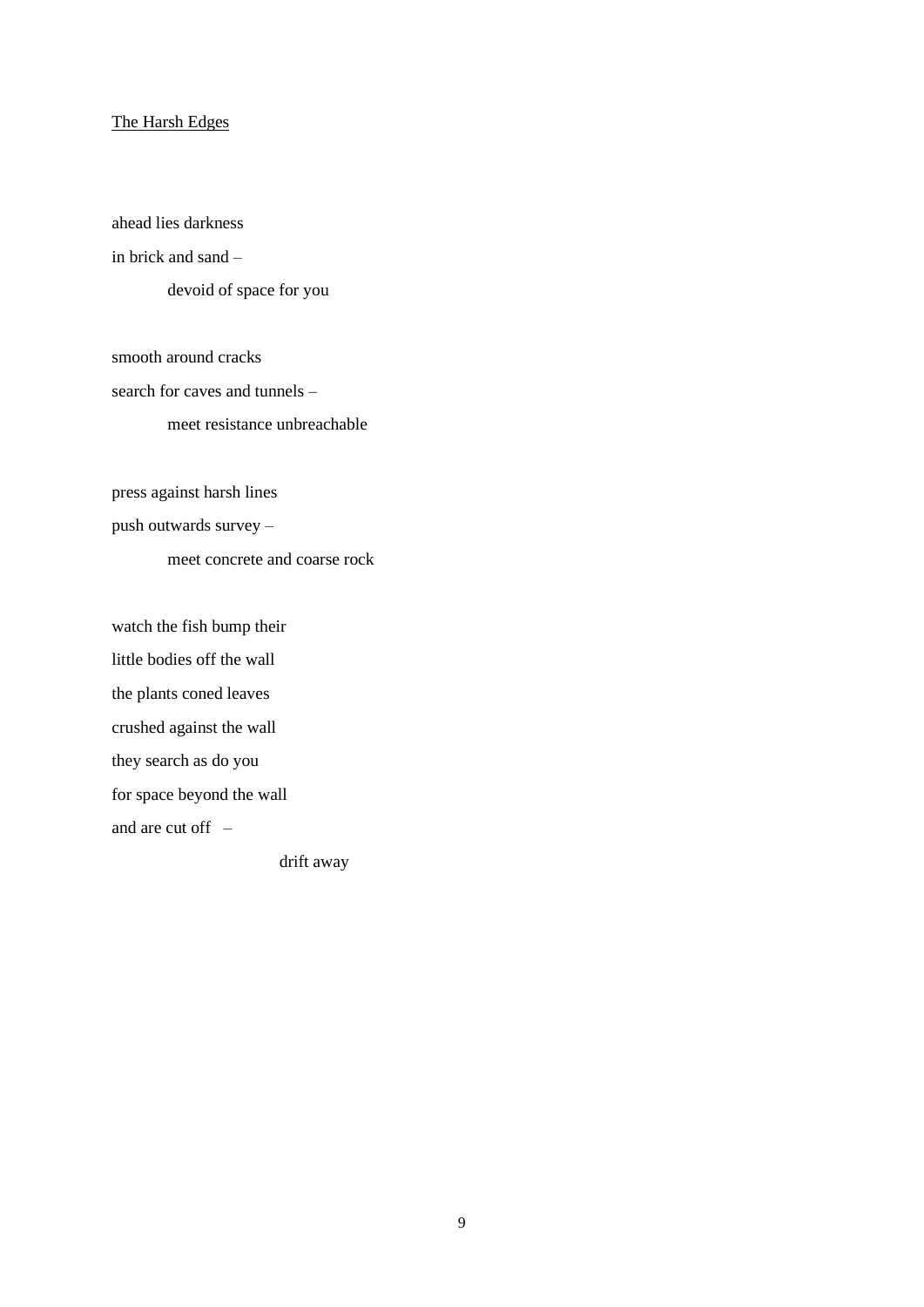<u>The Harsh Edges</u>

ahead lies darkness  
in brick and sand –  
&nbsp;&nbsp;&nbsp;&nbsp;&nbsp;&nbsp;&nbsp;&nbsp;devoid of space for you

smooth around cracks  
search for caves and tunnels –  
&nbsp;&nbsp;&nbsp;&nbsp;&nbsp;&nbsp;&nbsp;&nbsp;meet resistance unbreachable

press against harsh lines  
push outwards survey –  
&nbsp;&nbsp;&nbsp;&nbsp;&nbsp;&nbsp;&nbsp;&nbsp;meet concrete and coarse rock

watch the fish bump their  
little bodies off the wall  
the plants coned leaves  
crushed against the wall  
they search as do you  
for space beyond the wall  
and are cut off &nbsp;&nbsp;–  
&nbsp;&nbsp;&nbsp;&nbsp;&nbsp;&nbsp;&nbsp;&nbsp;&nbsp;&nbsp;&nbsp;&nbsp;&nbsp;&nbsp;&nbsp;&nbsp;&nbsp;&nbsp;&nbsp;&nbsp;&nbsp;&nbsp;&nbsp;&nbsp;&nbsp;&nbsp;&nbsp;&nbsp;&nbsp;&nbsp;&nbsp;&nbsp;drift away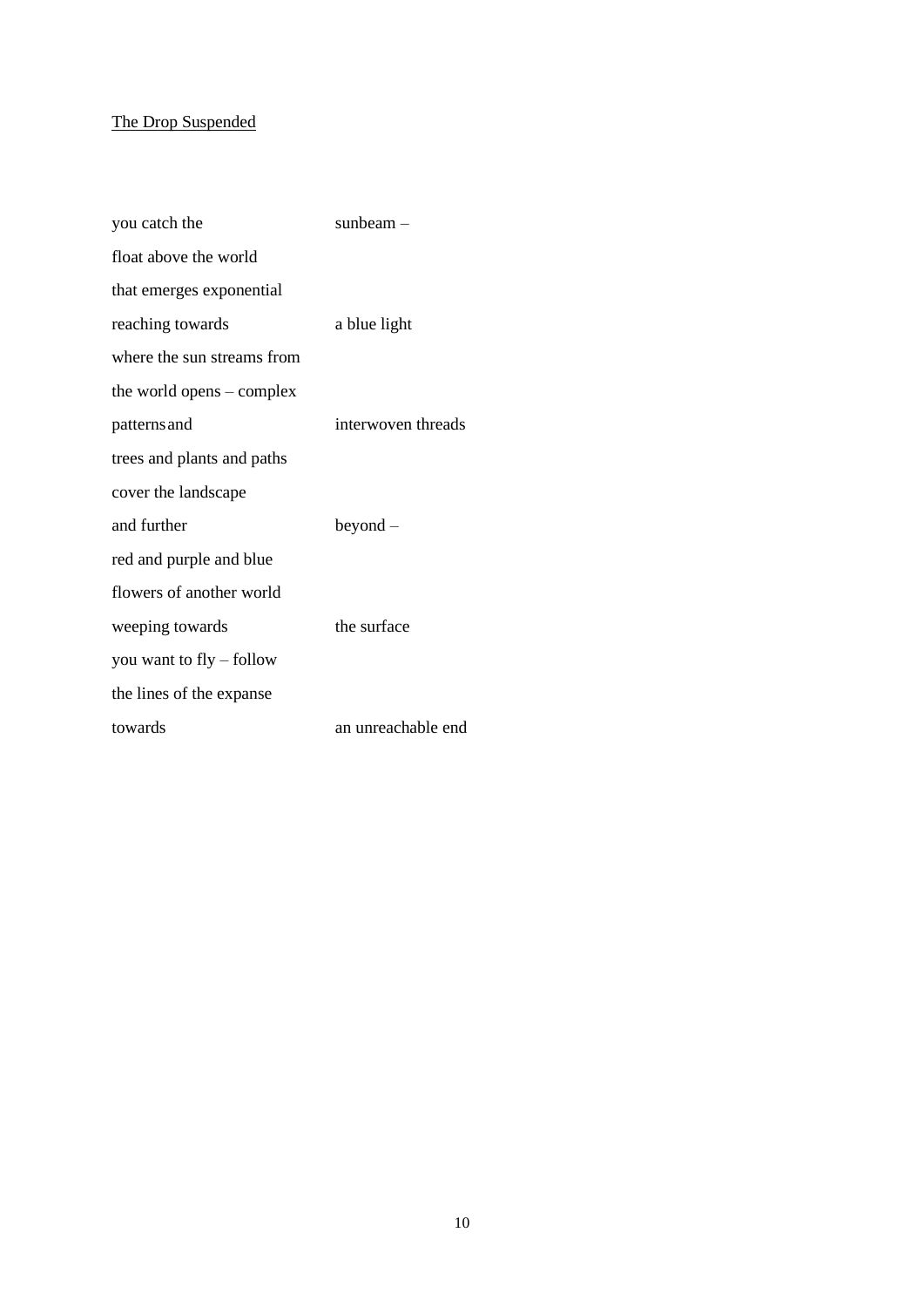<u>The Drop Suspended</u>

you catch the                    sunbeam –  
float above the world  
that emerges exponential  
reaching towards                a blue light  
where the sun streams from  
the world opens – complex  
patterns and                    interwoven threads  
trees and plants and paths  
cover the landscape  
and further                      beyond –  
red and purple and blue  
flowers of another world  
weeping towards                the surface  
you want to fly – follow  
the lines of the expanse  
towards                          an unreachable end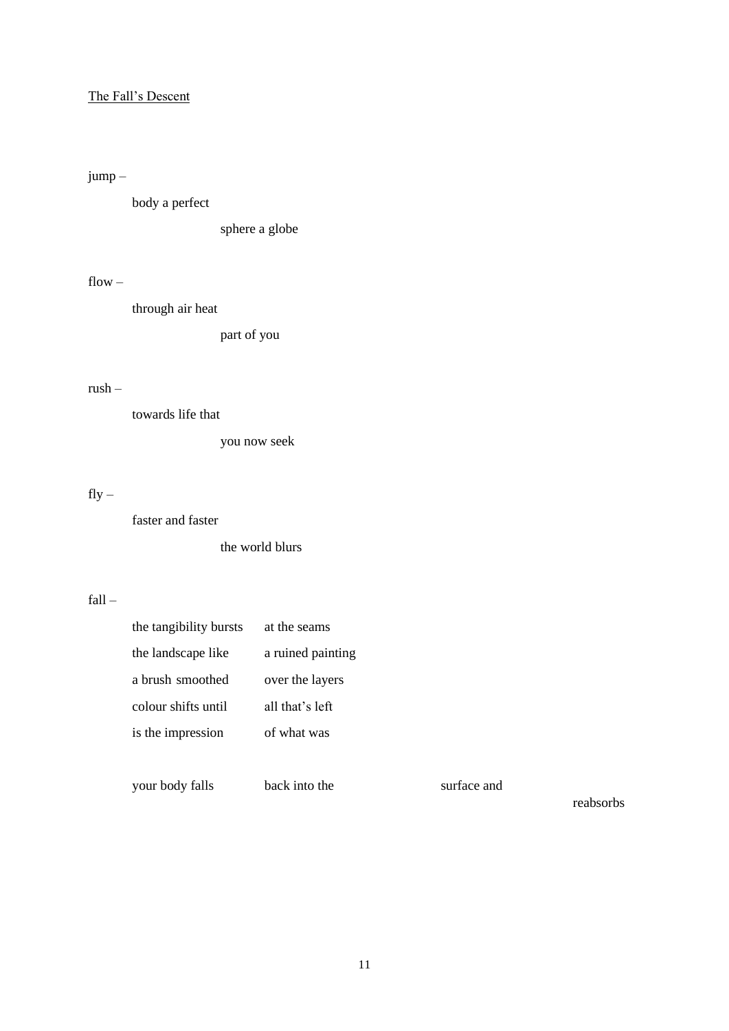<u>The Fall's Descent</u>

jump –

body a perfect

sphere a globe

flow –

through air heat

part of you

rush –

towards life that

you now seek

fly –

faster and faster

the world blurs

fall –

the tangibility bursts    at the seams

the landscape like    a ruined painting

a brush smoothed    over the layers

colour shifts until    all that's left

is the impression    of what was

your body falls    back into the    surface and

reabsorbs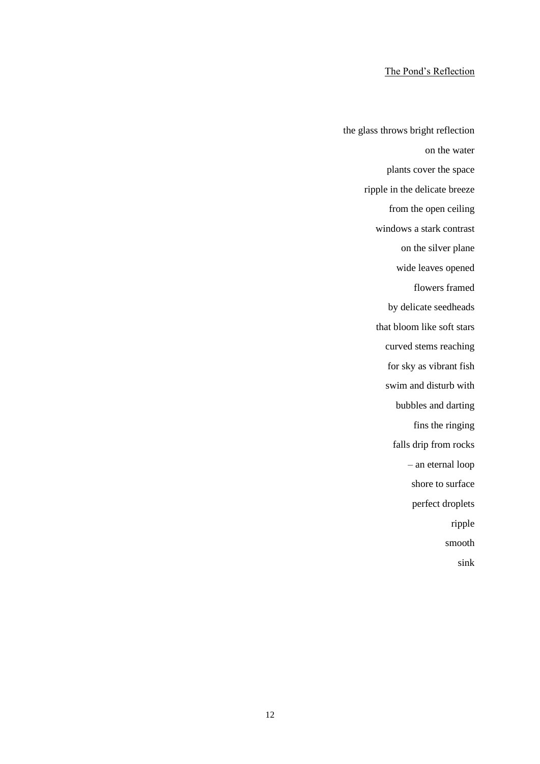# The Pond's Reflection

the glass throws bright reflection  
on the water  
plants cover the space  
ripple in the delicate breeze  
from the open ceiling  
windows a stark contrast  
on the silver plane  
wide leaves opened  
flowers framed  
by delicate seedheads  
that bloom like soft stars  
curved stems reaching  
for sky as vibrant fish  
swim and disturb with  
bubbles and darting  
fins the ringing  
falls drip from rocks  
– an eternal loop  
shore to surface  
perfect droplets  
ripple  
smooth  
sink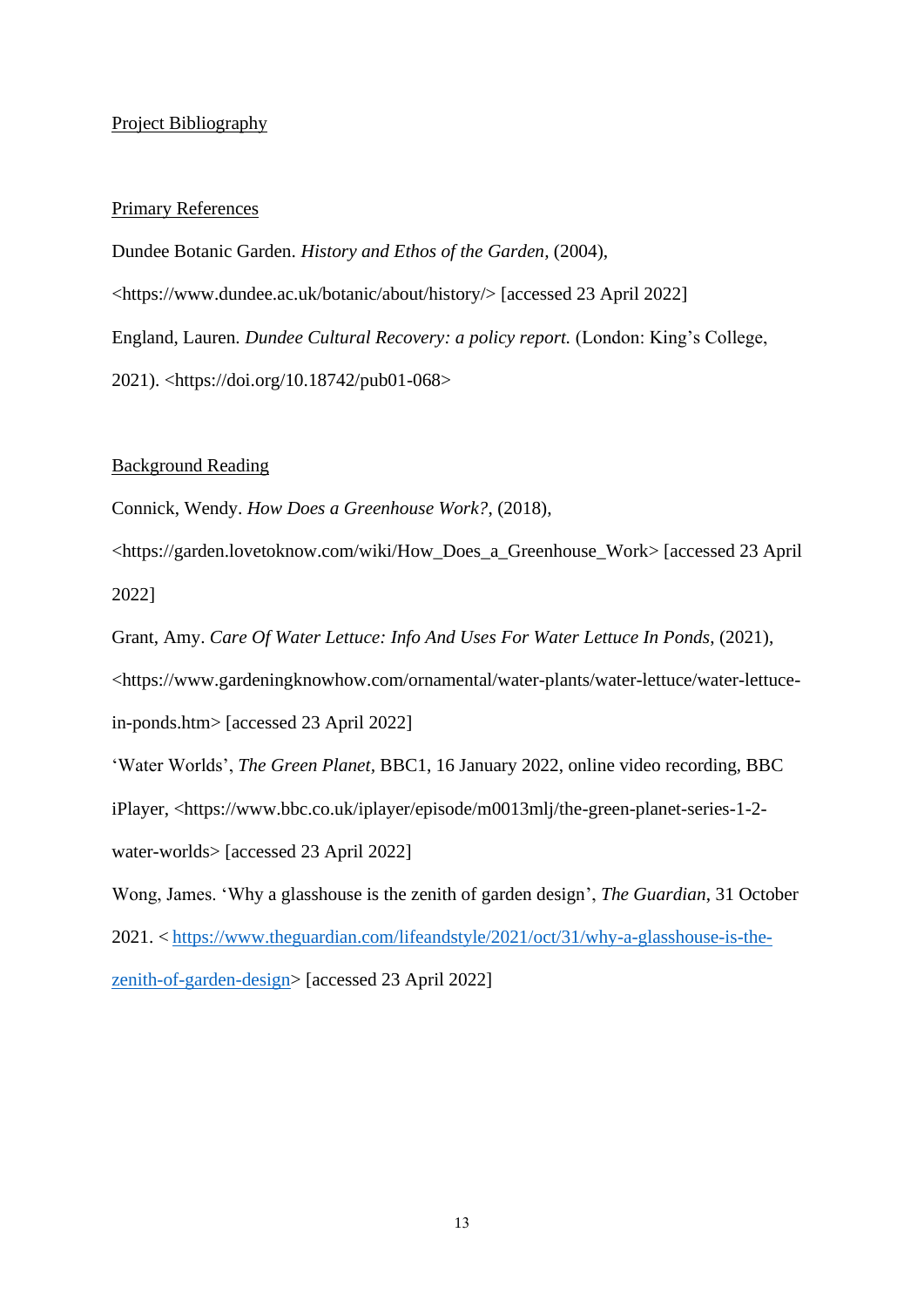## Project Bibliography

### Primary References

Dundee Botanic Garden. *History and Ethos of the Garden*, (2004), <https://www.dundee.ac.uk/botanic/about/history/> [accessed 23 April 2022]

England, Lauren. *Dundee Cultural Recovery: a policy report.* (London: King's College, 2021). <https://doi.org/10.18742/pub01-068>

### Background Reading

Connick, Wendy. *How Does a Greenhouse Work?*, (2018), <https://garden.lovetoknow.com/wiki/How_Does_a_Greenhouse_Work> [accessed 23 April 2022]

Grant, Amy. *Care Of Water Lettuce: Info And Uses For Water Lettuce In Ponds*, (2021), <https://www.gardeningknowhow.com/ornamental/water-plants/water-lettuce/water-lettuce-in-ponds.htm> [accessed 23 April 2022]

'Water Worlds', *The Green Planet*, BBC1, 16 January 2022, online video recording, BBC iPlayer, <https://www.bbc.co.uk/iplayer/episode/m0013mlj/the-green-planet-series-1-2-water-worlds> [accessed 23 April 2022]

Wong, James. 'Why a glasshouse is the zenith of garden design', *The Guardian*, 31 October 2021. < https://www.theguardian.com/lifeandstyle/2021/oct/31/why-a-glasshouse-is-the-zenith-of-garden-design> [accessed 23 April 2022]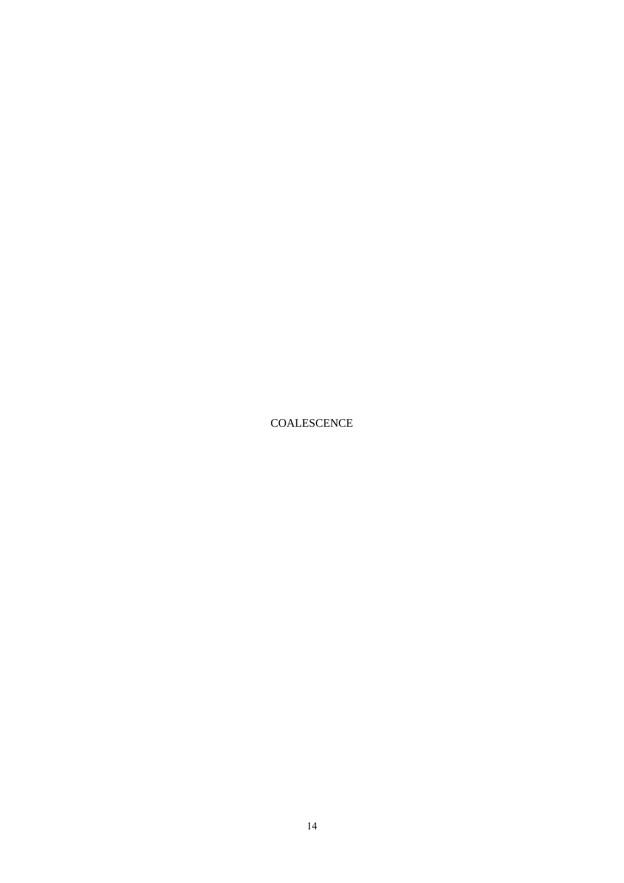COALESCENCE